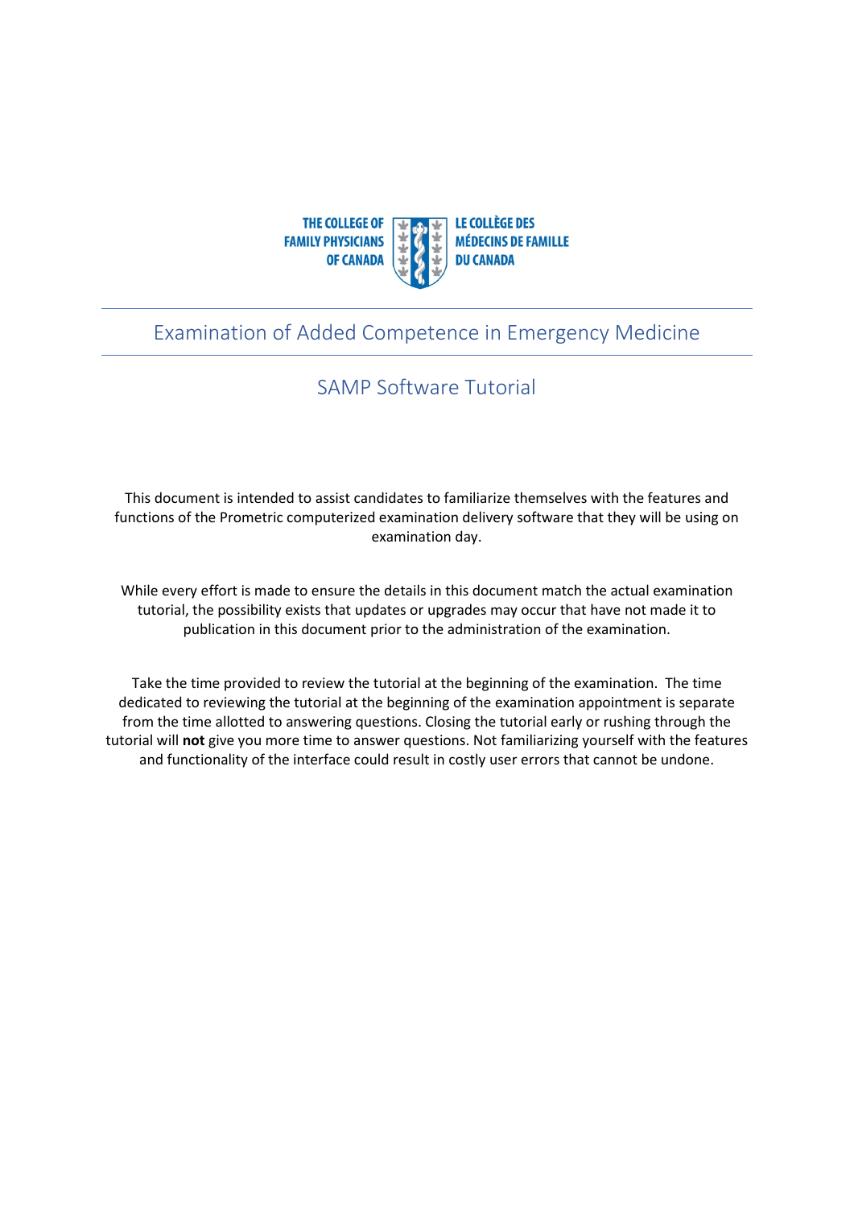THE COLLEGE OF FAMILY PHYSICIANS OF CANADA

LE COLLÈGE DES MÉDECINS DE FAMILLE DU CANADA

# Examination of Added Competence in Emergency Medicine

## SAMP Software Tutorial

This document is intended to assist candidates to familiarize themselves with the features and functions of the Prometric computerized examination delivery software that they will be using on examination day.

While every effort is made to ensure the details in this document match the actual examination tutorial, the possibility exists that updates or upgrades may occur that have not made it to publication in this document prior to the administration of the examination.

Take the time provided to review the tutorial at the beginning of the examination. The time dedicated to reviewing the tutorial at the beginning of the examination appointment is separate from the time allotted to answering questions. Closing the tutorial early or rushing through the tutorial will **not** give you more time to answer questions. Not familiarizing yourself with the features and functionality of the interface could result in costly user errors that cannot be undone.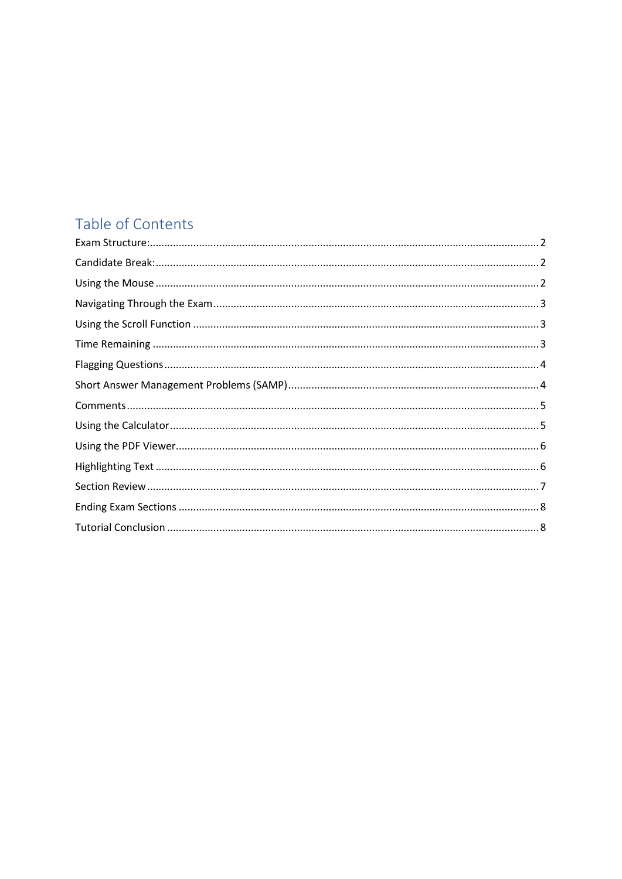# Table of Contents

Exam Structure: .......... 2

Candidate Break: .......... 2

Using the Mouse .......... 2

Navigating Through the Exam .......... 3

Using the Scroll Function .......... 3

Time Remaining .......... 3

Flagging Questions .......... 4

Short Answer Management Problems (SAMP) .......... 4

Comments .......... 5

Using the Calculator .......... 5

Using the PDF Viewer .......... 6

Highlighting Text .......... 6

Section Review .......... 7

Ending Exam Sections .......... 8

Tutorial Conclusion .......... 8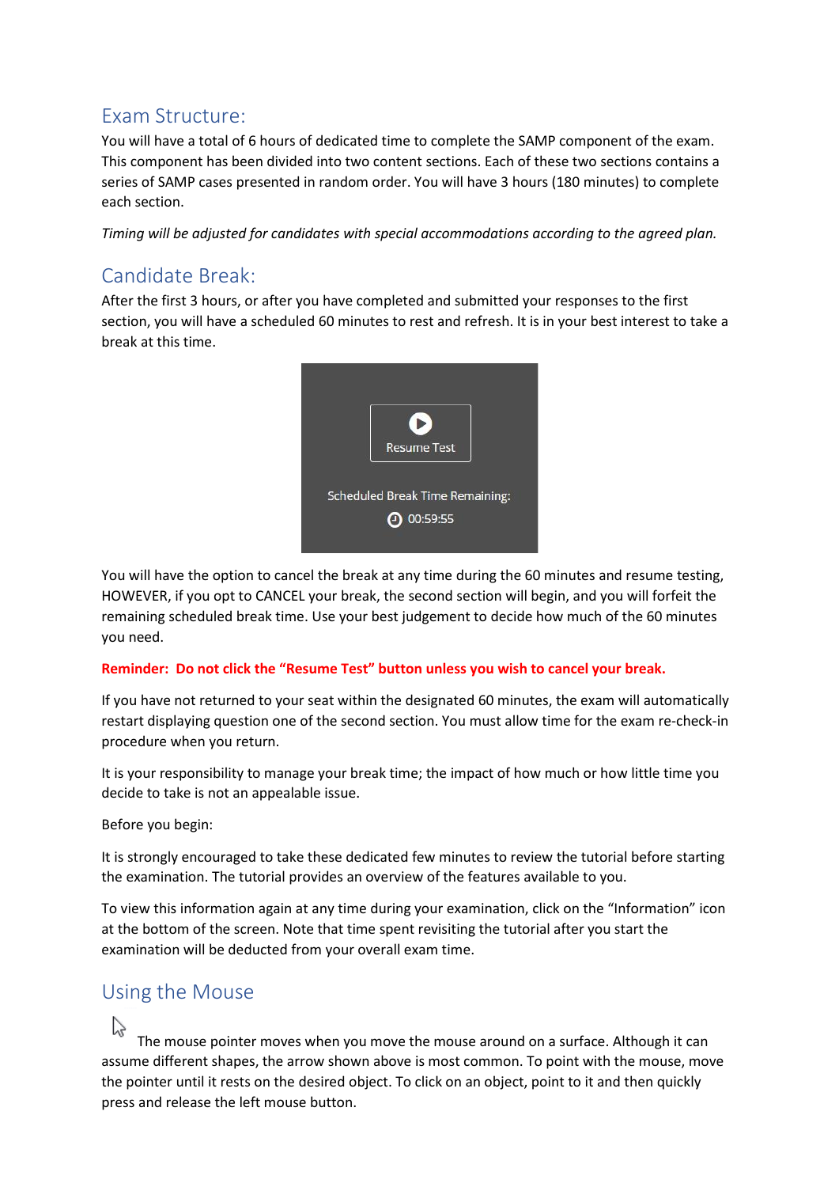## Exam Structure:

You will have a total of 6 hours of dedicated time to complete the SAMP component of the exam. This component has been divided into two content sections. Each of these two sections contains a series of SAMP cases presented in random order. You will have 3 hours (180 minutes) to complete each section.

*Timing will be adjusted for candidates with special accommodations according to the agreed plan.*

## Candidate Break:

After the first 3 hours, or after you have completed and submitted your responses to the first section, you will have a scheduled 60 minutes to rest and refresh. It is in your best interest to take a break at this time.

Resume Test

Scheduled Break Time Remaining:

00:59:55

You will have the option to cancel the break at any time during the 60 minutes and resume testing, HOWEVER, if you opt to CANCEL your break, the second section will begin, and you will forfeit the remaining scheduled break time. Use your best judgement to decide how much of the 60 minutes you need.

**Reminder: Do not click the "Resume Test" button unless you wish to cancel your break.**

If you have not returned to your seat within the designated 60 minutes, the exam will automatically restart displaying question one of the second section. You must allow time for the exam re-check-in procedure when you return.

It is your responsibility to manage your break time; the impact of how much or how little time you decide to take is not an appealable issue.

Before you begin:

It is strongly encouraged to take these dedicated few minutes to review the tutorial before starting the examination. The tutorial provides an overview of the features available to you.

To view this information again at any time during your examination, click on the "Information" icon at the bottom of the screen. Note that time spent revisiting the tutorial after you start the examination will be deducted from your overall exam time.

## Using the Mouse

The mouse pointer moves when you move the mouse around on a surface. Although it can assume different shapes, the arrow shown above is most common. To point with the mouse, move the pointer until it rests on the desired object. To click on an object, point to it and then quickly press and release the left mouse button.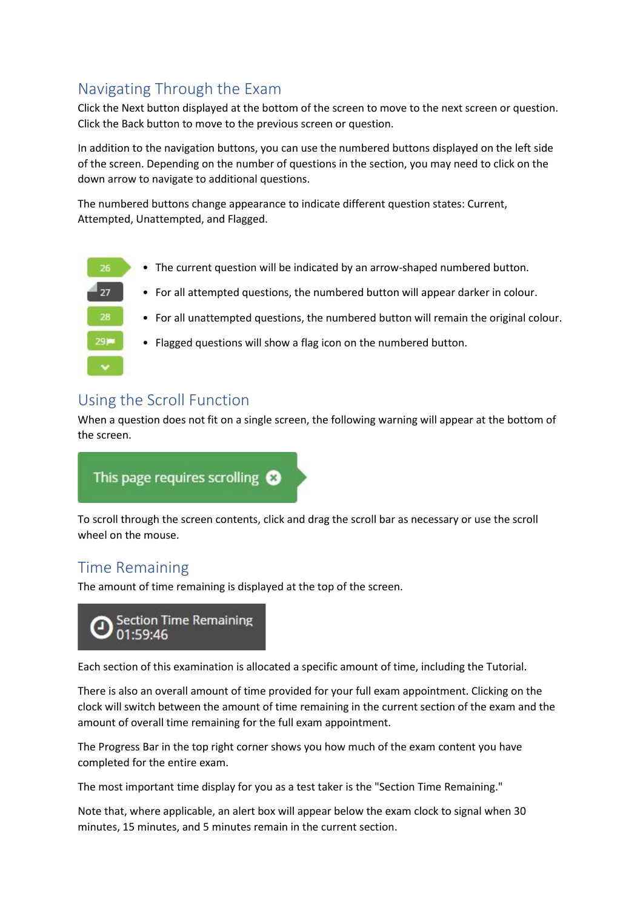## Navigating Through the Exam

Click the Next button displayed at the bottom of the screen to move to the next screen or question. Click the Back button to move to the previous screen or question.

In addition to the navigation buttons, you can use the numbered buttons displayed on the left side of the screen. Depending on the number of questions in the section, you may need to click on the down arrow to navigate to additional questions.

The numbered buttons change appearance to indicate different question states: Current, Attempted, Unattempted, and Flagged.

- The current question will be indicated by an arrow-shaped numbered button.
- For all attempted questions, the numbered button will appear darker in colour.
- For all unattempted questions, the numbered button will remain the original colour.
- Flagged questions will show a flag icon on the numbered button.

## Using the Scroll Function

When a question does not fit on a single screen, the following warning will appear at the bottom of the screen.

This page requires scrolling

To scroll through the screen contents, click and drag the scroll bar as necessary or use the scroll wheel on the mouse.

## Time Remaining

The amount of time remaining is displayed at the top of the screen.

Section Time Remaining
01:59:46

Each section of this examination is allocated a specific amount of time, including the Tutorial.

There is also an overall amount of time provided for your full exam appointment. Clicking on the clock will switch between the amount of time remaining in the current section of the exam and the amount of overall time remaining for the full exam appointment.

The Progress Bar in the top right corner shows you how much of the exam content you have completed for the entire exam.

The most important time display for you as a test taker is the "Section Time Remaining."

Note that, where applicable, an alert box will appear below the exam clock to signal when 30 minutes, 15 minutes, and 5 minutes remain in the current section.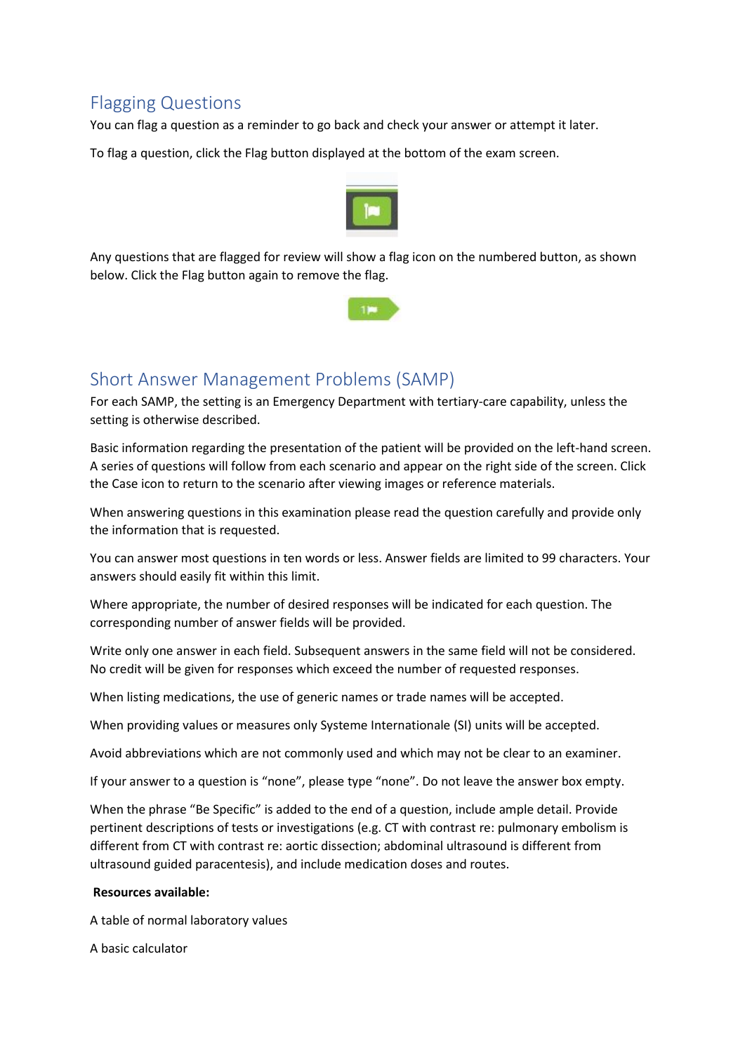## Flagging Questions

You can flag a question as a reminder to go back and check your answer or attempt it later.

To flag a question, click the Flag button displayed at the bottom of the exam screen.

Any questions that are flagged for review will show a flag icon on the numbered button, as shown below. Click the Flag button again to remove the flag.

## Short Answer Management Problems (SAMP)

For each SAMP, the setting is an Emergency Department with tertiary-care capability, unless the setting is otherwise described.

Basic information regarding the presentation of the patient will be provided on the left-hand screen. A series of questions will follow from each scenario and appear on the right side of the screen. Click the Case icon to return to the scenario after viewing images or reference materials.

When answering questions in this examination please read the question carefully and provide only the information that is requested.

You can answer most questions in ten words or less. Answer fields are limited to 99 characters. Your answers should easily fit within this limit.

Where appropriate, the number of desired responses will be indicated for each question. The corresponding number of answer fields will be provided.

Write only one answer in each field. Subsequent answers in the same field will not be considered. No credit will be given for responses which exceed the number of requested responses.

When listing medications, the use of generic names or trade names will be accepted.

When providing values or measures only Systeme Internationale (SI) units will be accepted.

Avoid abbreviations which are not commonly used and which may not be clear to an examiner.

If your answer to a question is "none", please type "none". Do not leave the answer box empty.

When the phrase "Be Specific" is added to the end of a question, include ample detail. Provide pertinent descriptions of tests or investigations (e.g. CT with contrast re: pulmonary embolism is different from CT with contrast re: aortic dissection; abdominal ultrasound is different from ultrasound guided paracentesis), and include medication doses and routes.

**Resources available:**

A table of normal laboratory values

A basic calculator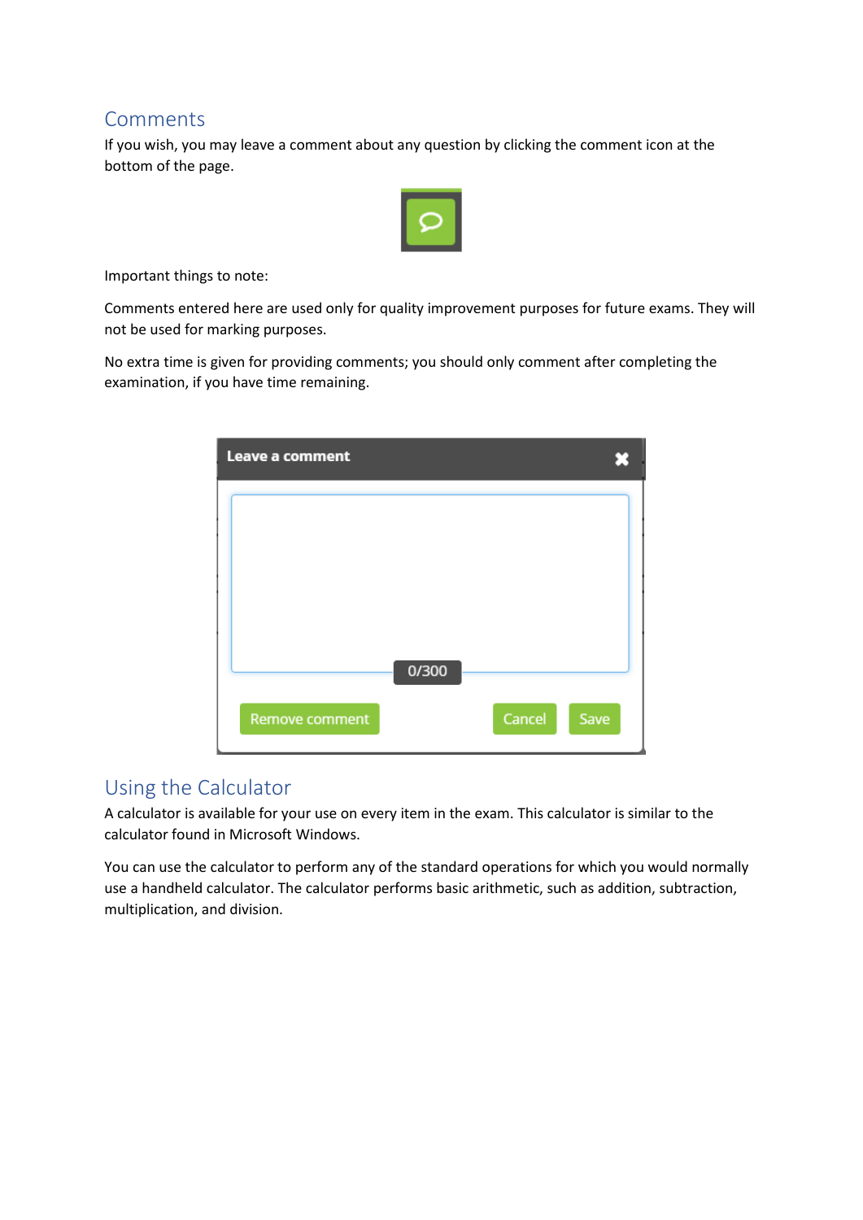## Comments

If you wish, you may leave a comment about any question by clicking the comment icon at the bottom of the page.

Important things to note:

Comments entered here are used only for quality improvement purposes for future exams. They will not be used for marking purposes.

No extra time is given for providing comments; you should only comment after completing the examination, if you have time remaining.

## Using the Calculator

A calculator is available for your use on every item in the exam. This calculator is similar to the calculator found in Microsoft Windows.

You can use the calculator to perform any of the standard operations for which you would normally use a handheld calculator. The calculator performs basic arithmetic, such as addition, subtraction, multiplication, and division.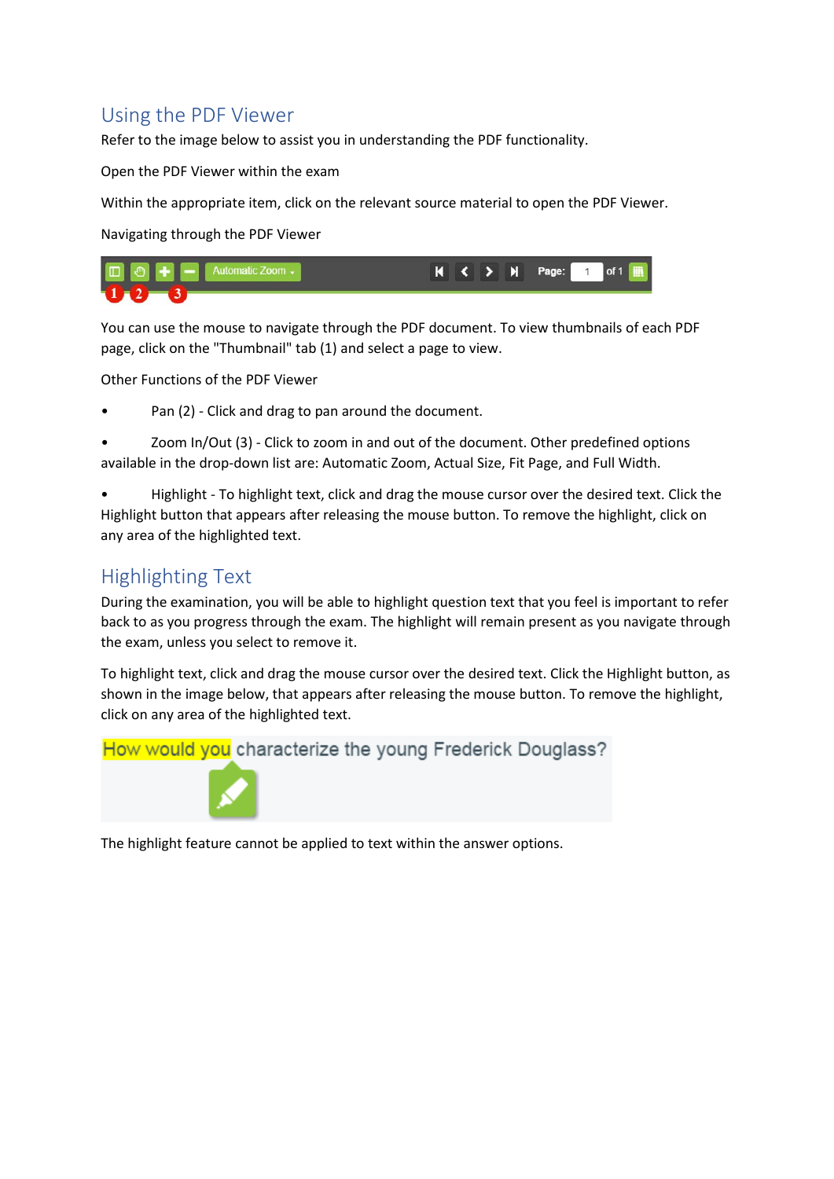## Using the PDF Viewer

Refer to the image below to assist you in understanding the PDF functionality.

Open the PDF Viewer within the exam

Within the appropriate item, click on the relevant source material to open the PDF Viewer.

Navigating through the PDF Viewer

You can use the mouse to navigate through the PDF document. To view thumbnails of each PDF page, click on the "Thumbnail" tab (1) and select a page to view.

Other Functions of the PDF Viewer

- Pan (2) - Click and drag to pan around the document.
- Zoom In/Out (3) - Click to zoom in and out of the document. Other predefined options available in the drop-down list are: Automatic Zoom, Actual Size, Fit Page, and Full Width.
- Highlight - To highlight text, click and drag the mouse cursor over the desired text. Click the Highlight button that appears after releasing the mouse button. To remove the highlight, click on any area of the highlighted text.

## Highlighting Text

During the examination, you will be able to highlight question text that you feel is important to refer back to as you progress through the exam. The highlight will remain present as you navigate through the exam, unless you select to remove it.

To highlight text, click and drag the mouse cursor over the desired text. Click the Highlight button, as shown in the image below, that appears after releasing the mouse button. To remove the highlight, click on any area of the highlighted text.

The highlight feature cannot be applied to text within the answer options.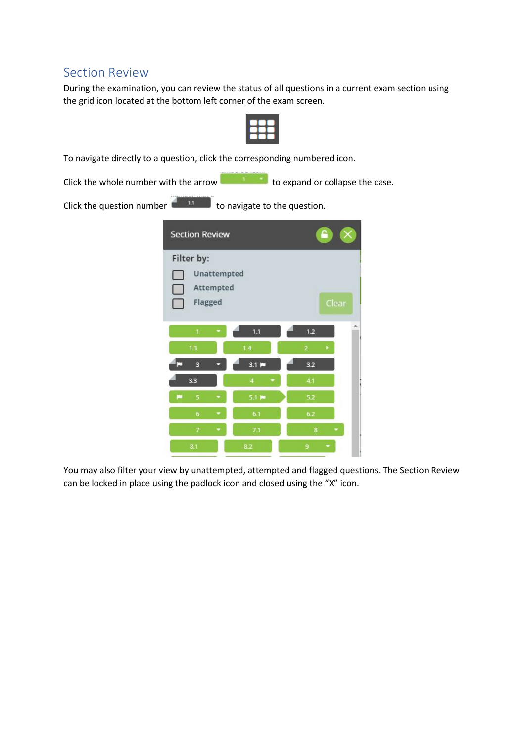## Section Review

During the examination, you can review the status of all questions in a current exam section using the grid icon located at the bottom left corner of the exam screen.

To navigate directly to a question, click the corresponding numbered icon.

Click the whole number with the arrow to expand or collapse the case.

Click the question number to navigate to the question.

You may also filter your view by unattempted, attempted and flagged questions. The Section Review can be locked in place using the padlock icon and closed using the “X” icon.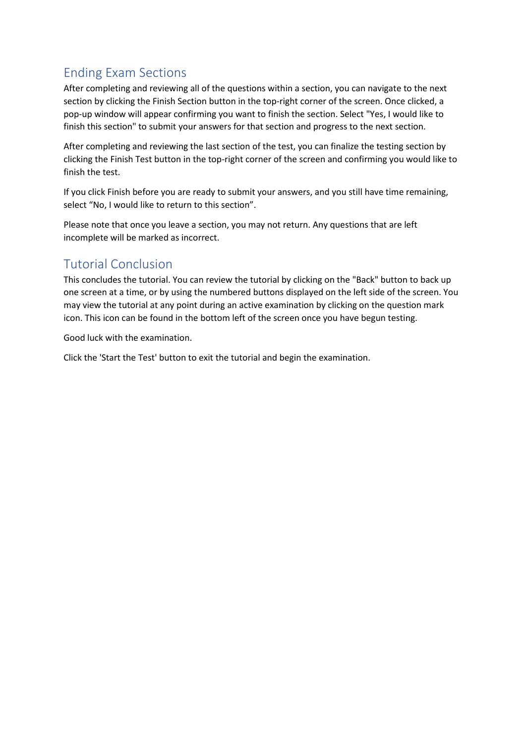## Ending Exam Sections

After completing and reviewing all of the questions within a section, you can navigate to the next section by clicking the Finish Section button in the top-right corner of the screen. Once clicked, a pop-up window will appear confirming you want to finish the section. Select "Yes, I would like to finish this section" to submit your answers for that section and progress to the next section.

After completing and reviewing the last section of the test, you can finalize the testing section by clicking the Finish Test button in the top-right corner of the screen and confirming you would like to finish the test.

If you click Finish before you are ready to submit your answers, and you still have time remaining, select “No, I would like to return to this section”.

Please note that once you leave a section, you may not return. Any questions that are left incomplete will be marked as incorrect.

## Tutorial Conclusion

This concludes the tutorial. You can review the tutorial by clicking on the "Back" button to back up one screen at a time, or by using the numbered buttons displayed on the left side of the screen. You may view the tutorial at any point during an active examination by clicking on the question mark icon. This icon can be found in the bottom left of the screen once you have begun testing.

Good luck with the examination.

Click the 'Start the Test' button to exit the tutorial and begin the examination.